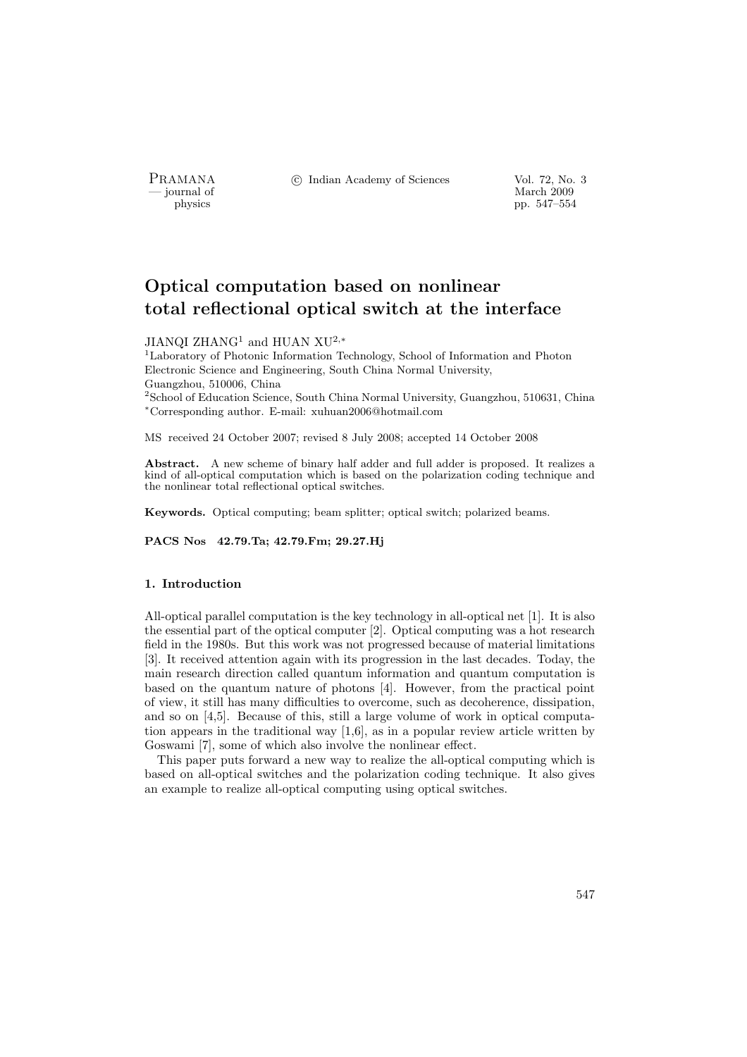# Optical computation based on nonlinear total reflectional optical switch at the interface

JIANQI ZHANG[1] and HUAN XU[2,*]

[1]Laboratory of Photonic Information Technology, School of Information and Photon Electronic Science and Engineering, South China Normal University, Guangzhou, 510006, China

[2]School of Education Science, South China Normal University, Guangzhou, 510631, China

[*]Corresponding author. E-mail: xuhuan2006@hotmail.com

MS received 24 October 2007; revised 8 July 2008; accepted 14 October 2008

**Abstract.** A new scheme of binary half adder and full adder is proposed. It realizes a kind of all-optical computation which is based on the polarization coding technique and the nonlinear total reflectional optical switches.

**Keywords.** Optical computing; beam splitter; optical switch; polarized beams.

**PACS Nos 42.79.Ta; 42.79.Fm; 29.27.Hj**

## 1. Introduction

All-optical parallel computation is the key technology in all-optical net [1]. It is also the essential part of the optical computer [2]. Optical computing was a hot research field in the 1980s. But this work was not progressed because of material limitations [3]. It received attention again with its progression in the last decades. Today, the main research direction called quantum information and quantum computation is based on the quantum nature of photons [4]. However, from the practical point of view, it still has many difficulties to overcome, such as decoherence, dissipation, and so on [4,5]. Because of this, still a large volume of work in optical computation appears in the traditional way [1,6], as in a popular review article written by Goswami [7], some of which also involve the nonlinear effect.

This paper puts forward a new way to realize the all-optical computing which is based on all-optical switches and the polarization coding technique. It also gives an example to realize all-optical computing using optical switches.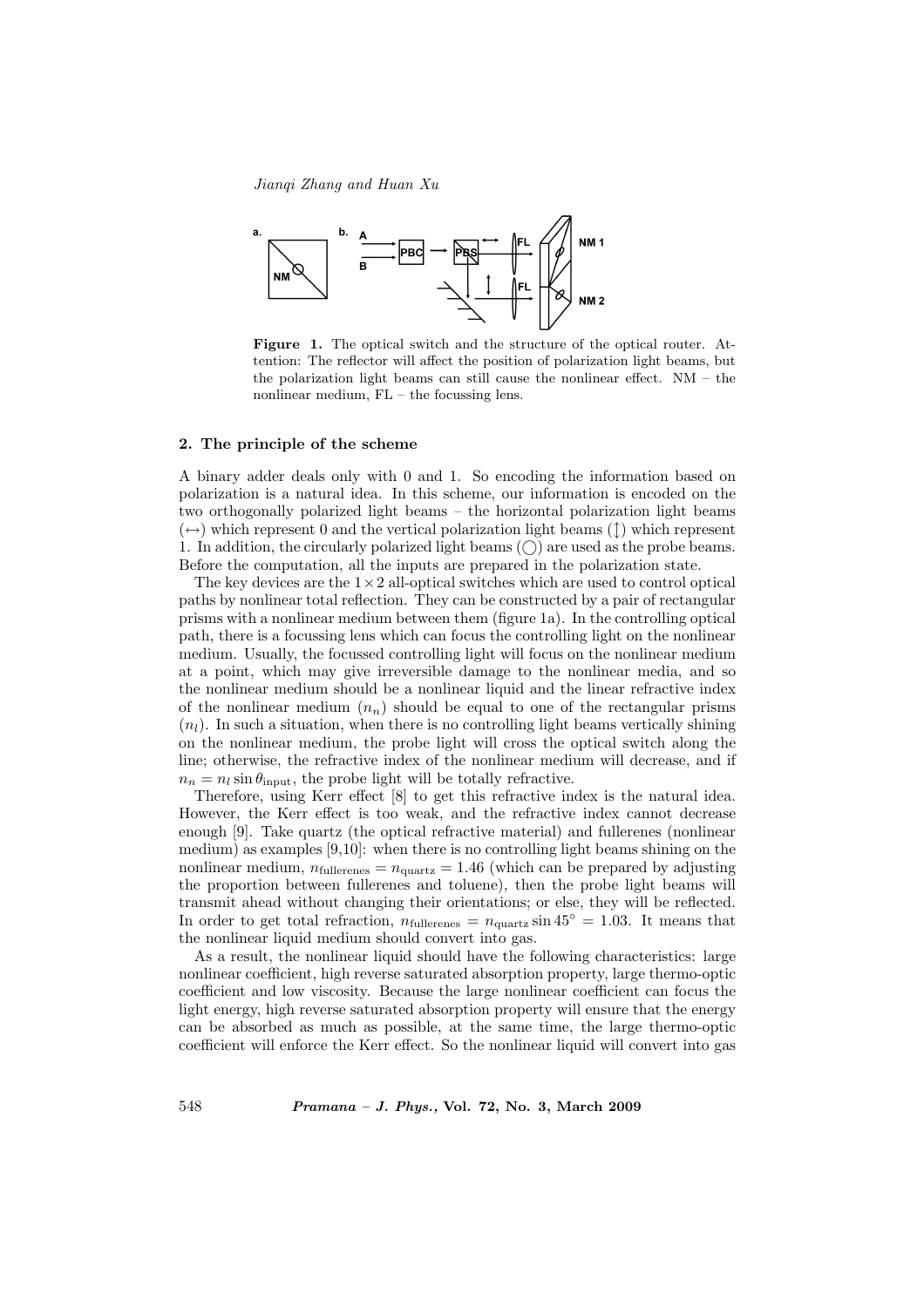**Figure 1.** The optical switch and the structure of the optical router. Attention: The reflector will affect the position of polarization light beams, but the polarization light beams can still cause the nonlinear effect. NM – the nonlinear medium, FL – the focussing lens.

## 2. The principle of the scheme

A binary adder deals only with 0 and 1. So encoding the information based on polarization is a natural idea. In this scheme, our information is encoded on the two orthogonally polarized light beams – the horizontal polarization light beams ($\leftrightarrow$) which represent 0 and the vertical polarization light beams ($\updownarrow$) which represent 1. In addition, the circularly polarized light beams ($\bigcirc$) are used as the probe beams. Before the computation, all the inputs are prepared in the polarization state.

The key devices are the $1 \times 2$ all-optical switches which are used to control optical paths by nonlinear total reflection. They can be constructed by a pair of rectangular prisms with a nonlinear medium between them (figure 1a). In the controlling optical path, there is a focussing lens which can focus the controlling light on the nonlinear medium. Usually, the focussed controlling light will focus on the nonlinear medium at a point, which may give irreversible damage to the nonlinear media, and so the nonlinear medium should be a nonlinear liquid and the linear refractive index of the nonlinear medium ($n_n$) should be equal to one of the rectangular prisms ($n_l$). In such a situation, when there is no controlling light beams vertically shining on the nonlinear medium, the probe light will cross the optical switch along the line; otherwise, the refractive index of the nonlinear medium will decrease, and if $n_n = n_l \sin \theta_{\text{input}}$, the probe light will be totally refractive.

Therefore, using Kerr effect [8] to get this refractive index is the natural idea. However, the Kerr effect is too weak, and the refractive index cannot decrease enough [9]. Take quartz (the optical refractive material) and fullerenes (nonlinear medium) as examples [9,10]: when there is no controlling light beams shining on the nonlinear medium, $n_{\text{fullerenes}} = n_{\text{quartz}} = 1.46$ (which can be prepared by adjusting the proportion between fullerenes and toluene), then the probe light beams will transmit ahead without changing their orientations; or else, they will be reflected. In order to get total refraction, $n_{\text{fullerenes}} = n_{\text{quartz}} \sin 45^\circ = 1.03$. It means that the nonlinear liquid medium should convert into gas.

As a result, the nonlinear liquid should have the following characteristics: large nonlinear coefficient, high reverse saturated absorption property, large thermo-optic coefficient and low viscosity. Because the large nonlinear coefficient can focus the light energy, high reverse saturated absorption property will ensure that the energy can be absorbed as much as possible, at the same time, the large thermo-optic coefficient will enforce the Kerr effect. So the nonlinear liquid will convert into gas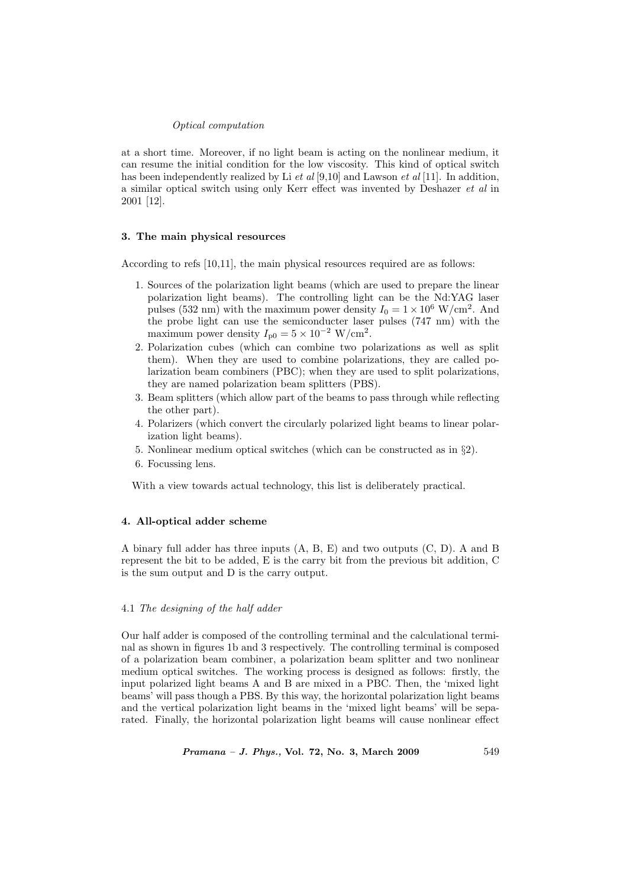at a short time. Moreover, if no light beam is acting on the nonlinear medium, it can resume the initial condition for the low viscosity. This kind of optical switch has been independently realized by Li *et al* [9,10] and Lawson *et al* [11]. In addition, a similar optical switch using only Kerr effect was invented by Deshazer *et al* in 2001 [12].

## 3. The main physical resources

According to refs [10,11], the main physical resources required are as follows:

1. Sources of the polarization light beams (which are used to prepare the linear polarization light beams). The controlling light can be the Nd:YAG laser pulses (532 nm) with the maximum power density $I_0 = 1 \times 10^6$ W/cm$^2$. And the probe light can use the semiconducter laser pulses (747 nm) with the maximum power density $I_{p0} = 5 \times 10^{-2}$ W/cm$^2$.
2. Polarization cubes (which can combine two polarizations as well as split them). When they are used to combine polarizations, they are called polarization beam combiners (PBC); when they are used to split polarizations, they are named polarization beam splitters (PBS).
3. Beam splitters (which allow part of the beams to pass through while reflecting the other part).
4. Polarizers (which convert the circularly polarized light beams to linear polarization light beams).
5. Nonlinear medium optical switches (which can be constructed as in §2).
6. Focussing lens.

With a view towards actual technology, this list is deliberately practical.

## 4. All-optical adder scheme

A binary full adder has three inputs (A, B, E) and two outputs (C, D). A and B represent the bit to be added, E is the carry bit from the previous bit addition, C is the sum output and D is the carry output.

### 4.1 *The designing of the half adder*

Our half adder is composed of the controlling terminal and the calculational terminal as shown in figures 1b and 3 respectively. The controlling terminal is composed of a polarization beam combiner, a polarization beam splitter and two nonlinear medium optical switches. The working process is designed as follows: firstly, the input polarized light beams A and B are mixed in a PBC. Then, the 'mixed light beams' will pass though a PBS. By this way, the horizontal polarization light beams and the vertical polarization light beams in the 'mixed light beams' will be separated. Finally, the horizontal polarization light beams will cause nonlinear effect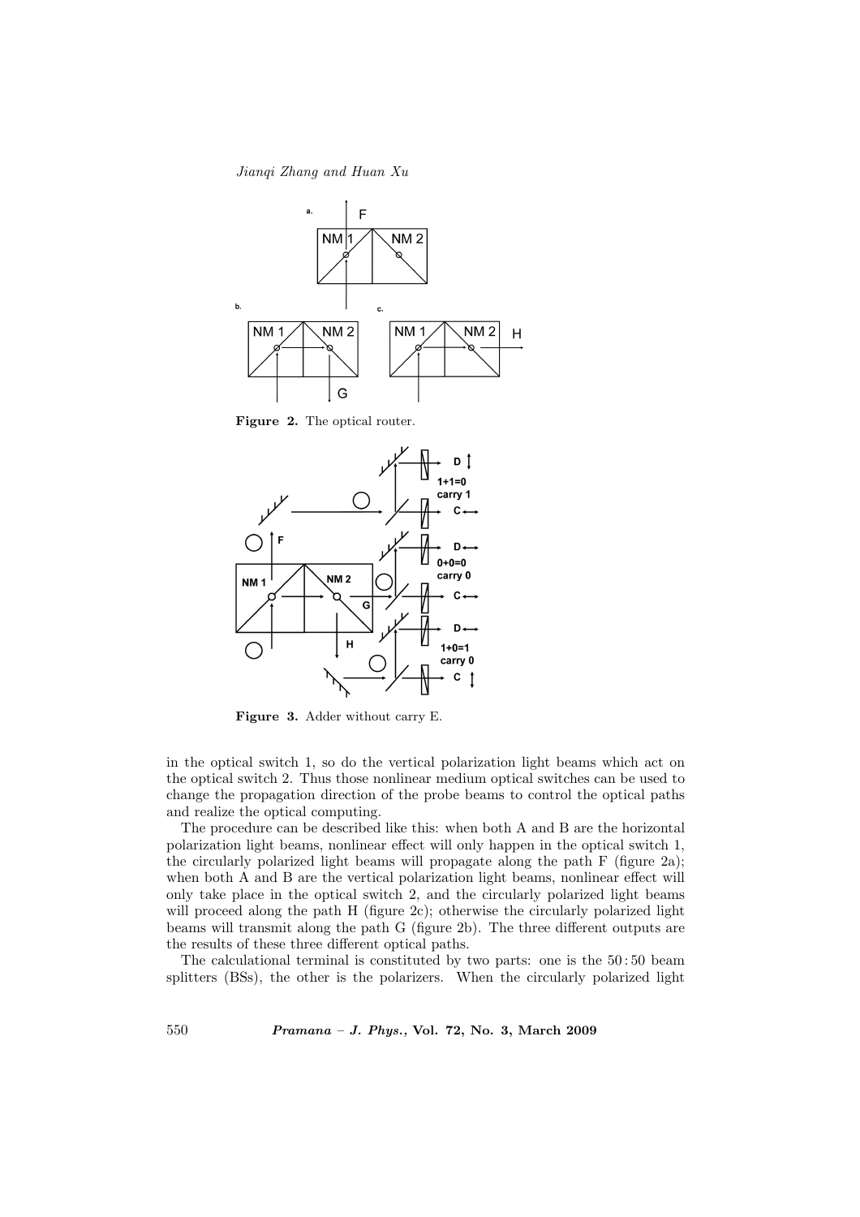**Figure 2.** The optical router.

**Figure 3.** Adder without carry E.

in the optical switch 1, so do the vertical polarization light beams which act on the optical switch 2. Thus those nonlinear medium optical switches can be used to change the propagation direction of the probe beams to control the optical paths and realize the optical computing.

The procedure can be described like this: when both A and B are the horizontal polarization light beams, nonlinear effect will only happen in the optical switch 1, the circularly polarized light beams will propagate along the path F (figure 2a); when both A and B are the vertical polarization light beams, nonlinear effect will only take place in the optical switch 2, and the circularly polarized light beams will proceed along the path H (figure 2c); otherwise the circularly polarized light beams will transmit along the path G (figure 2b). The three different outputs are the results of these three different optical paths.

The calculational terminal is constituted by two parts: one is the 50 : 50 beam splitters (BSs), the other is the polarizers. When the circularly polarized light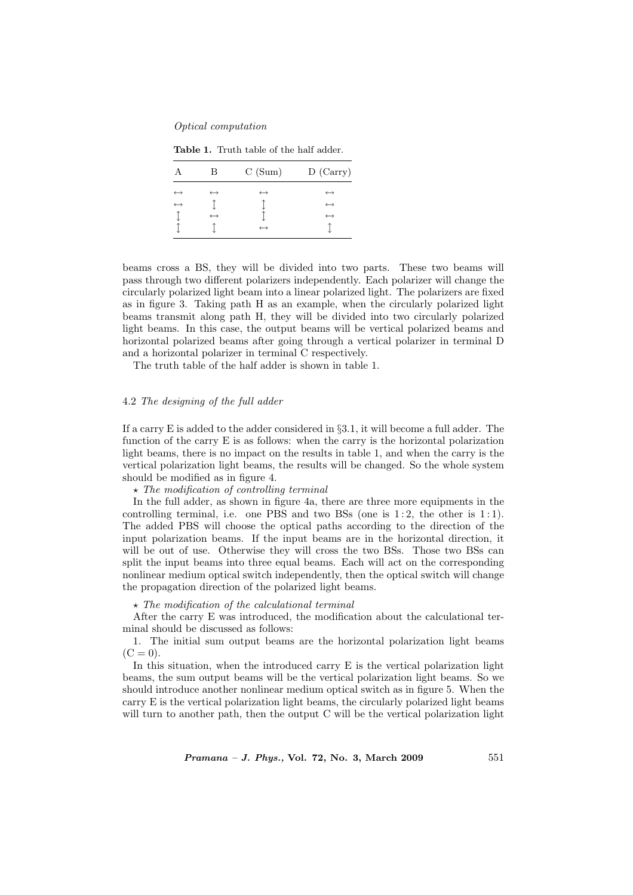**Table 1.** Truth table of the half adder.

| A | B | C (Sum) | D (Carry) |
|---|---|---|---|
| $\leftrightarrow$ | $\leftrightarrow$ | $\leftrightarrow$ | $\leftrightarrow$ |
| $\leftrightarrow$ | $\updownarrow$ | $\updownarrow$ | $\leftrightarrow$ |
| $\updownarrow$ | $\leftrightarrow$ | $\updownarrow$ | $\leftrightarrow$ |
| $\updownarrow$ | $\updownarrow$ | $\leftrightarrow$ | $\updownarrow$ |

beams cross a BS, they will be divided into two parts. These two beams will pass through two different polarizers independently. Each polarizer will change the circularly polarized light beam into a linear polarized light. The polarizers are fixed as in figure 3. Taking path H as an example, when the circularly polarized light beams transmit along path H, they will be divided into two circularly polarized light beams. In this case, the output beams will be vertical polarized beams and horizontal polarized beams after going through a vertical polarizer in terminal D and a horizontal polarizer in terminal C respectively.

The truth table of the half adder is shown in table 1.

### 4.2 *The designing of the full adder*

If a carry E is added to the adder considered in §3.1, it will become a full adder. The function of the carry E is as follows: when the carry is the horizontal polarization light beams, there is no impact on the results in table 1, and when the carry is the vertical polarization light beams, the results will be changed. So the whole system should be modified as in figure 4.

$\star$ *The modification of controlling terminal*

In the full adder, as shown in figure 4a, there are three more equipments in the controlling terminal, i.e. one PBS and two BSs (one is 1 : 2, the other is 1 : 1). The added PBS will choose the optical paths according to the direction of the input polarization beams. If the input beams are in the horizontal direction, it will be out of use. Otherwise they will cross the two BSs. Those two BSs can split the input beams into three equal beams. Each will act on the corresponding nonlinear medium optical switch independently, then the optical switch will change the propagation direction of the polarized light beams.

$\star$ *The modification of the calculational terminal*

After the carry E was introduced, the modification about the calculational terminal should be discussed as follows:

1. The initial sum output beams are the horizontal polarization light beams (C = 0).

In this situation, when the introduced carry E is the vertical polarization light beams, the sum output beams will be the vertical polarization light beams. So we should introduce another nonlinear medium optical switch as in figure 5. When the carry E is the vertical polarization light beams, the circularly polarized light beams will turn to another path, then the output C will be the vertical polarization light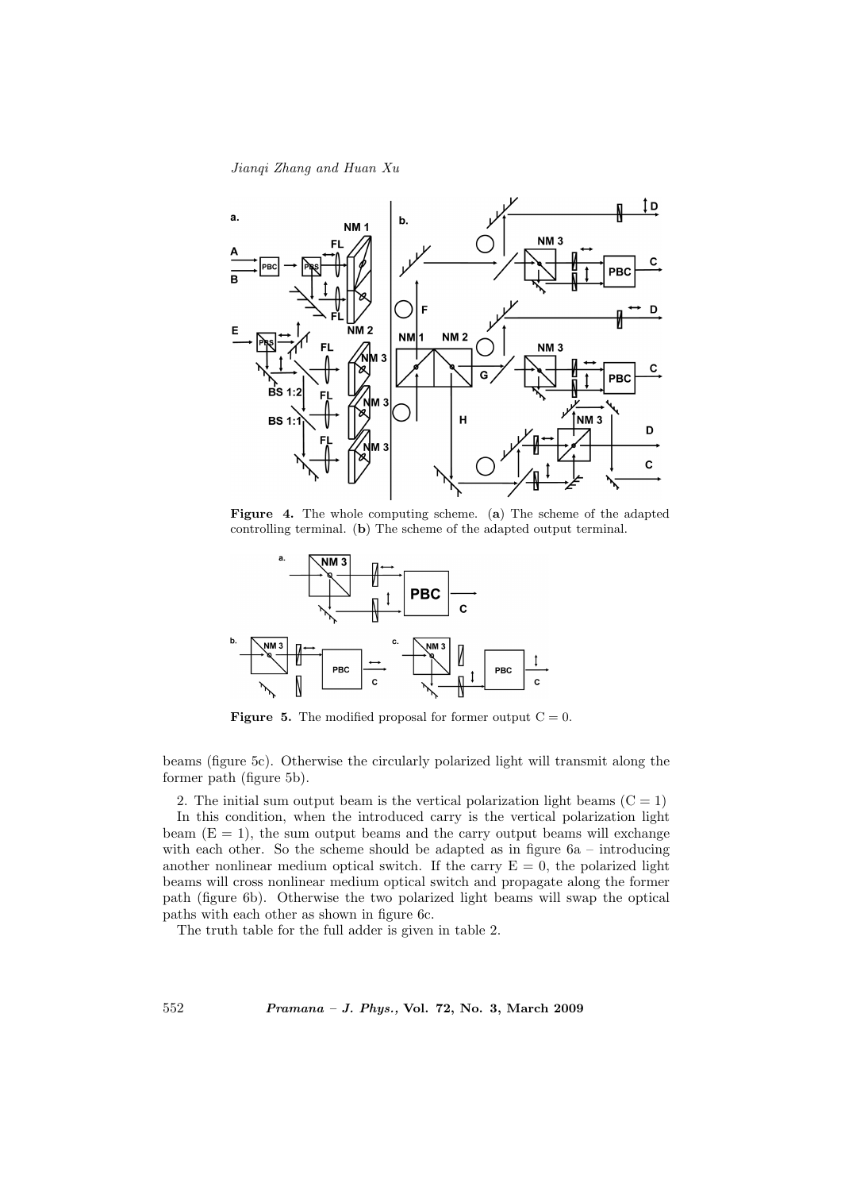**Figure 4.** The whole computing scheme. (**a**) The scheme of the adapted controlling terminal. (**b**) The scheme of the adapted output terminal.

**Figure 5.** The modified proposal for former output C = 0.

beams (figure 5c). Otherwise the circularly polarized light will transmit along the former path (figure 5b).

2. The initial sum output beam is the vertical polarization light beams (C = 1)

In this condition, when the introduced carry is the vertical polarization light beam (E = 1), the sum output beams and the carry output beams will exchange with each other. So the scheme should be adapted as in figure 6a – introducing another nonlinear medium optical switch. If the carry E = 0, the polarized light beams will cross nonlinear medium optical switch and propagate along the former path (figure 6b). Otherwise the two polarized light beams will swap the optical paths with each other as shown in figure 6c.

The truth table for the full adder is given in table 2.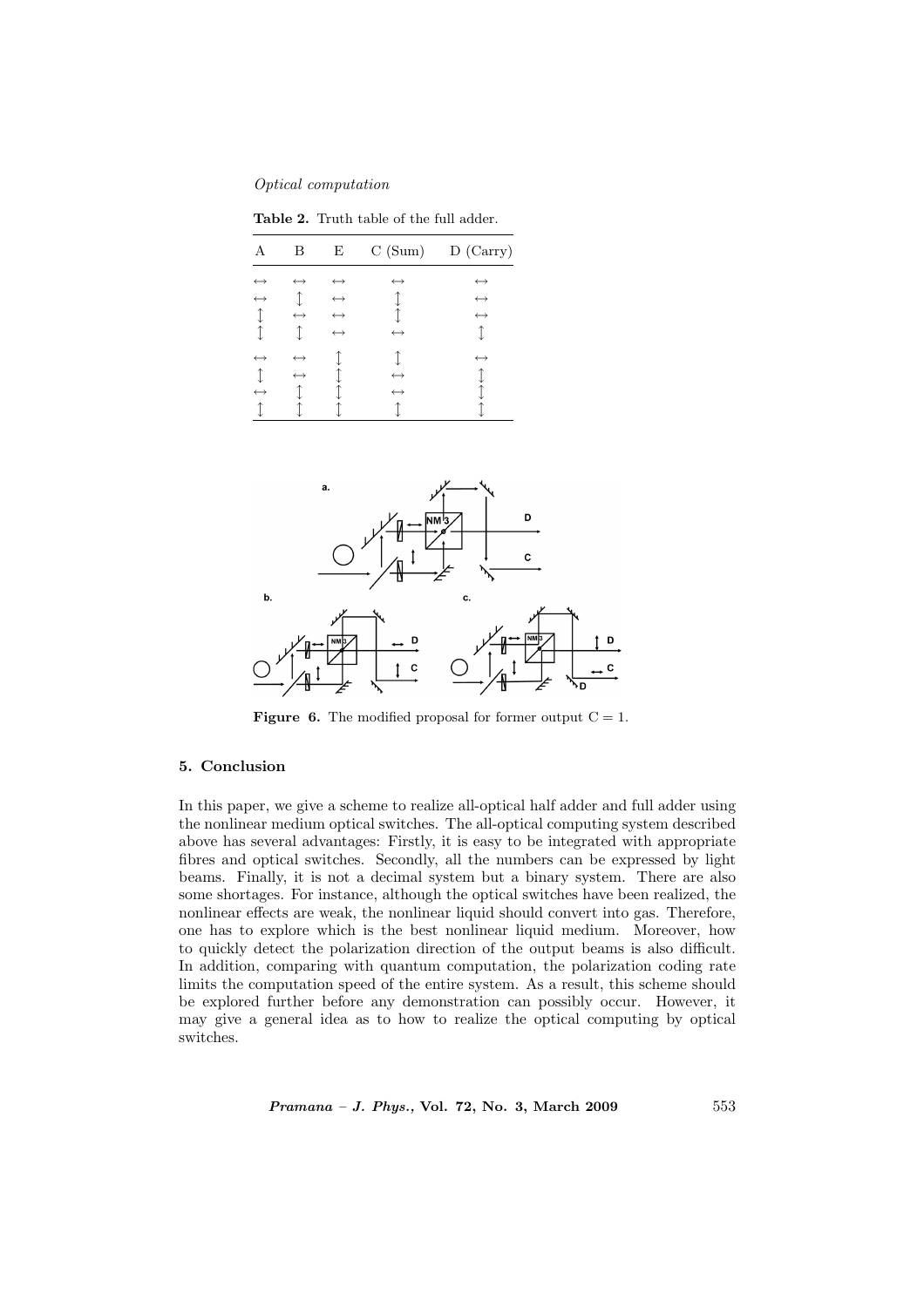**Table 2.** Truth table of the full adder.

| A | B | E | C (Sum) | D (Carry) |
|---|---|---|---|---|
| ↔ | ↔ | ↔ | ↔ | ↔ |
| ↔ | ↕ | ↔ | ↕ | ↔ |
| ↕ | ↔ | ↔ | ↕ | ↔ |
| ↕ | ↕ | ↔ | ↔ | ↕ |
| ↔ | ↔ | ↕ | ↕ | ↔ |
| ↕ | ↔ | ↕ | ↔ | ↕ |
| ↔ | ↕ | ↕ | ↔ | ↕ |
| ↕ | ↕ | ↕ | ↕ | ↕ |

**Figure 6.** The modified proposal for former output C = 1.

## 5. Conclusion

In this paper, we give a scheme to realize all-optical half adder and full adder using the nonlinear medium optical switches. The all-optical computing system described above has several advantages: Firstly, it is easy to be integrated with appropriate fibres and optical switches. Secondly, all the numbers can be expressed by light beams. Finally, it is not a decimal system but a binary system. There are also some shortages. For instance, although the optical switches have been realized, the nonlinear effects are weak, the nonlinear liquid should convert into gas. Therefore, one has to explore which is the best nonlinear liquid medium. Moreover, how to quickly detect the polarization direction of the output beams is also difficult. In addition, comparing with quantum computation, the polarization coding rate limits the computation speed of the entire system. As a result, this scheme should be explored further before any demonstration can possibly occur. However, it may give a general idea as to how to realize the optical computing by optical switches.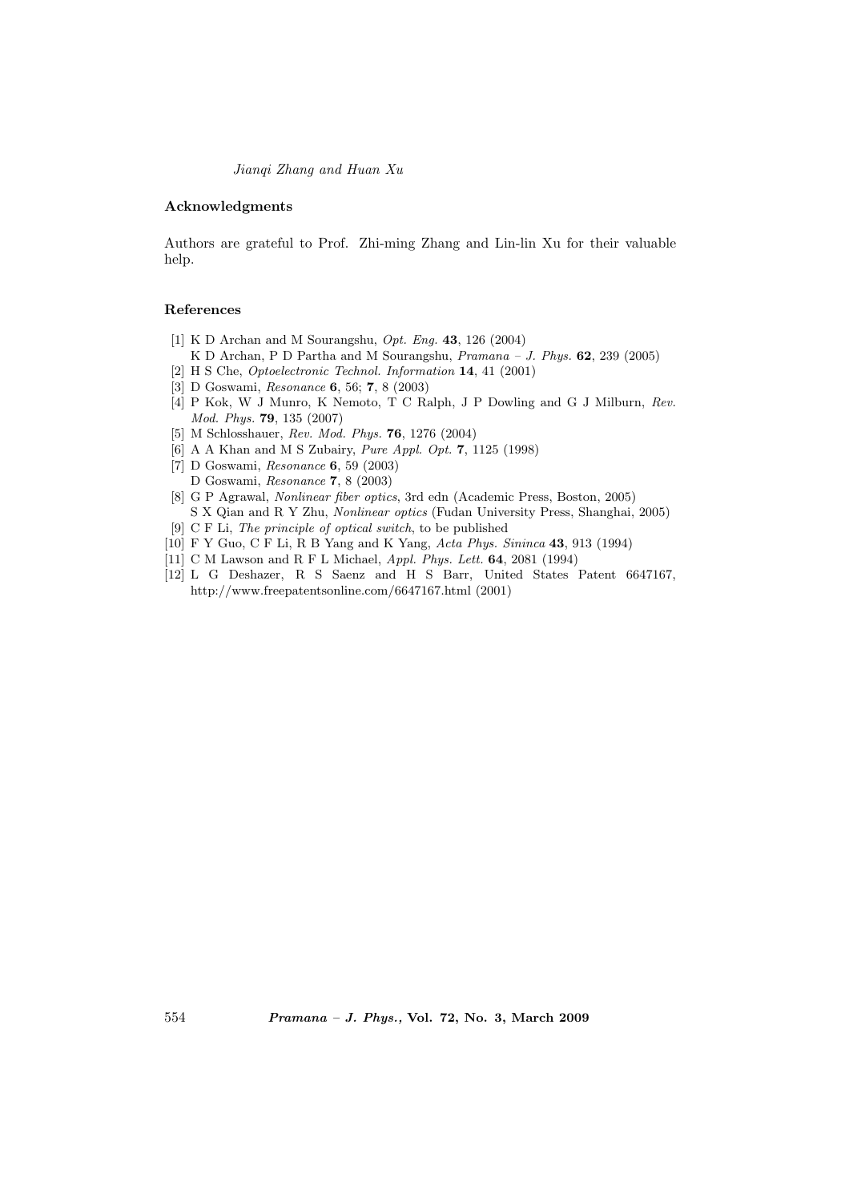## Acknowledgments

Authors are grateful to Prof. Zhi-ming Zhang and Lin-lin Xu for their valuable help.

## References

[1] K D Archan and M Sourangshu, *Opt. Eng.* **43**, 126 (2004)
K D Archan, P D Partha and M Sourangshu, *Pramana – J. Phys.* **62**, 239 (2005)

[2] H S Che, *Optoelectronic Technol. Information* **14**, 41 (2001)

[3] D Goswami, *Resonance* **6**, 56; **7**, 8 (2003)

[4] P Kok, W J Munro, K Nemoto, T C Ralph, J P Dowling and G J Milburn, *Rev. Mod. Phys.* **79**, 135 (2007)

[5] M Schlosshauer, *Rev. Mod. Phys.* **76**, 1276 (2004)

[6] A A Khan and M S Zubairy, *Pure Appl. Opt.* **7**, 1125 (1998)

[7] D Goswami, *Resonance* **6**, 59 (2003)
D Goswami, *Resonance* **7**, 8 (2003)

[8] G P Agrawal, *Nonlinear fiber optics*, 3rd edn (Academic Press, Boston, 2005)
S X Qian and R Y Zhu, *Nonlinear optics* (Fudan University Press, Shanghai, 2005)

[9] C F Li, *The principle of optical switch*, to be published

[10] F Y Guo, C F Li, R B Yang and K Yang, *Acta Phys. Sininca* **43**, 913 (1994)

[11] C M Lawson and R F L Michael, *Appl. Phys. Lett.* **64**, 2081 (1994)

[12] L G Deshazer, R S Saenz and H S Barr, United States Patent 6647167, http://www.freepatentsonline.com/6647167.html (2001)